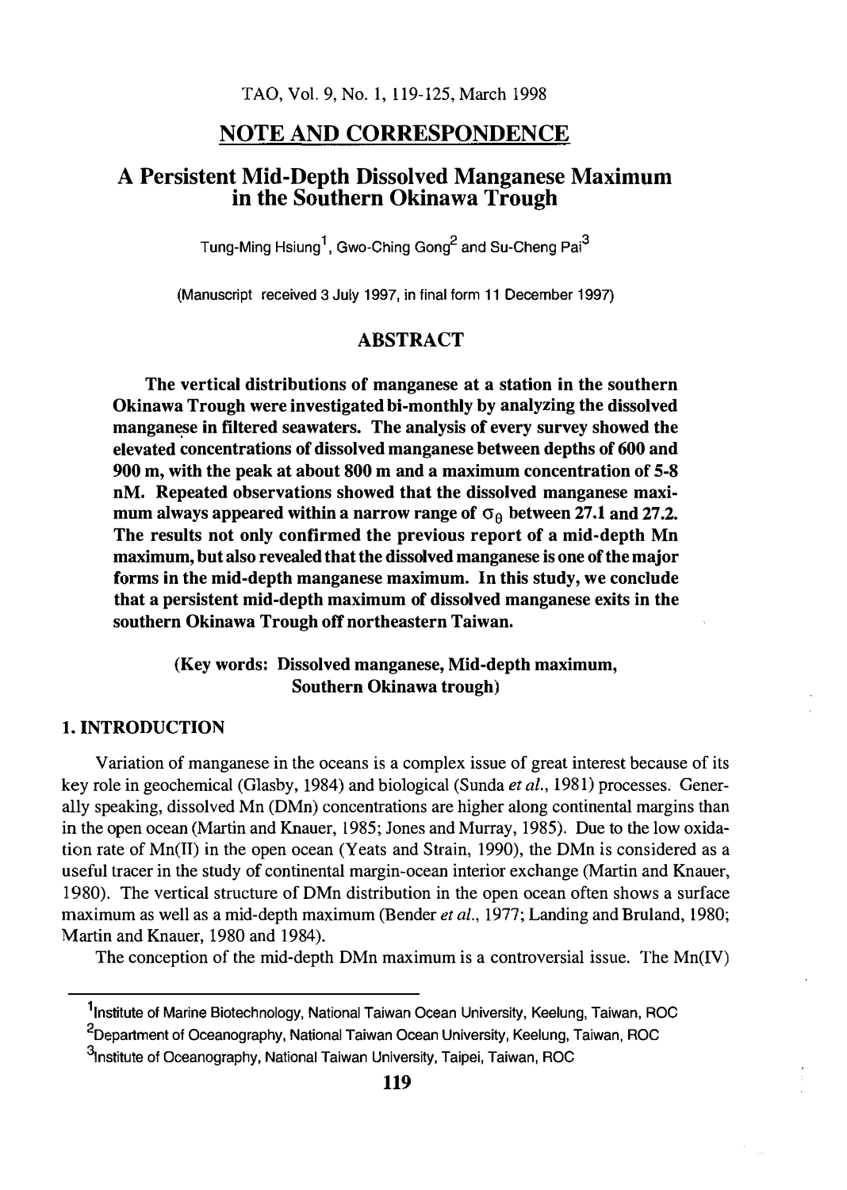## NOTE AND CORRESPONDENCE

# A Persistent Mid-Depth Dissolved Manganese Maximum in the Southern Okinawa Trough

Tung-Ming Hsiung[1], Gwo-Ching Gong[2] and Su-Cheng Pai[3]

(Manuscript received 3 July 1997, in final form 11 December 1997)

## ABSTRACT

**The vertical distributions of manganese at a station in the southern Okinawa Trough were investigated bi-monthly by analyzing the dissolved manganese in filtered seawaters. The analysis of every survey showed the elevated concentrations of dissolved manganese between depths of 600 and 900 m, with the peak at about 800 m and a maximum concentration of 5-8 nM. Repeated observations showed that the dissolved manganese maximum always appeared within a narrow range of $\sigma_\theta$ between 27.1 and 27.2. The results not only confirmed the previous report of a mid-depth Mn maximum, but also revealed that the dissolved manganese is one of the major forms in the mid-depth manganese maximum. In this study, we conclude that a persistent mid-depth maximum of dissolved manganese exits in the southern Okinawa Trough off northeastern Taiwan.**

**(Key words: Dissolved manganese, Mid-depth maximum, Southern Okinawa trough)**

## 1. INTRODUCTION

Variation of manganese in the oceans is a complex issue of great interest because of its key role in geochemical (Glasby, 1984) and biological (Sunda *et al.*, 1981) processes. Generally speaking, dissolved Mn (DMn) concentrations are higher along continental margins than in the open ocean (Martin and Knauer, 1985; Jones and Murray, 1985). Due to the low oxidation rate of Mn(II) in the open ocean (Yeats and Strain, 1990), the DMn is considered as a useful tracer in the study of continental margin-ocean interior exchange (Martin and Knauer, 1980). The vertical structure of DMn distribution in the open ocean often shows a surface maximum as well as a mid-depth maximum (Bender *et al.*, 1977; Landing and Bruland, 1980; Martin and Knauer, 1980 and 1984).

The conception of the mid-depth DMn maximum is a controversial issue. The Mn(IV)

---

[1] Institute of Marine Biotechnology, National Taiwan Ocean University, Keelung, Taiwan, ROC

[2] Department of Oceanography, National Taiwan Ocean University, Keelung, Taiwan, ROC

[3] Institute of Oceanography, National Taiwan University, Taipei, Taiwan, ROC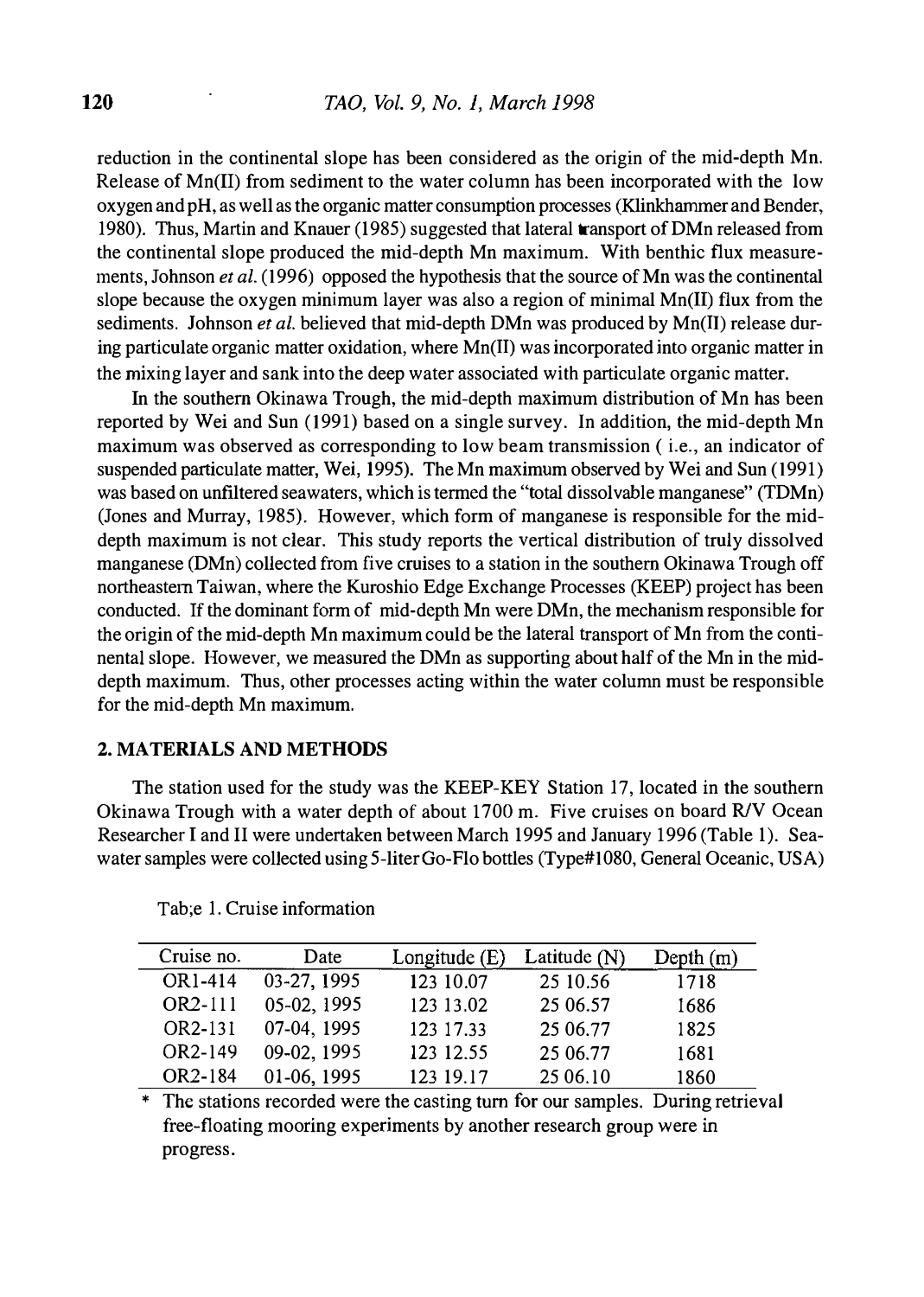reduction in the continental slope has been considered as the origin of the mid-depth Mn. Release of Mn(II) from sediment to the water column has been incorporated with the low oxygen and pH, as well as the organic matter consumption processes (Klinkhammer and Bender, 1980). Thus, Martin and Knauer (1985) suggested that lateral transport of DMn released from the continental slope produced the mid-depth Mn maximum. With benthic flux measurements, Johnson *et al.* (1996) opposed the hypothesis that the source of Mn was the continental slope because the oxygen minimum layer was also a region of minimal Mn(II) flux from the sediments. Johnson *et al.* believed that mid-depth DMn was produced by Mn(II) release during particulate organic matter oxidation, where Mn(II) was incorporated into organic matter in the mixing layer and sank into the deep water associated with particulate organic matter.

In the southern Okinawa Trough, the mid-depth maximum distribution of Mn has been reported by Wei and Sun (1991) based on a single survey. In addition, the mid-depth Mn maximum was observed as corresponding to low beam transmission ( i.e., an indicator of suspended particulate matter, Wei, 1995). The Mn maximum observed by Wei and Sun (1991) was based on unfiltered seawaters, which is termed the "total dissolvable manganese" (TDMn) (Jones and Murray, 1985). However, which form of manganese is responsible for the mid-depth maximum is not clear. This study reports the vertical distribution of truly dissolved manganese (DMn) collected from five cruises to a station in the southern Okinawa Trough off northeastern Taiwan, where the Kuroshio Edge Exchange Processes (KEEP) project has been conducted. If the dominant form of mid-depth Mn were DMn, the mechanism responsible for the origin of the mid-depth Mn maximum could be the lateral transport of Mn from the continental slope. However, we measured the DMn as supporting about half of the Mn in the mid-depth maximum. Thus, other processes acting within the water column must be responsible for the mid-depth Mn maximum.

## 2. MATERIALS AND METHODS

The station used for the study was the KEEP-KEY Station 17, located in the southern Okinawa Trough with a water depth of about 1700 m. Five cruises on board R/V Ocean Researcher I and II were undertaken between March 1995 and January 1996 (Table 1). Seawater samples were collected using 5-liter Go-Flo bottles (Type#1080, General Oceanic, USA)

Tab;e 1. Cruise information

| Cruise no. | Date | Longitude (E) | Latitude (N) | Depth (m) |
|---|---|---|---|---|
| OR1-414 | 03-27, 1995 | 123 10.07 | 25 10.56 | 1718 |
| OR2-111 | 05-02, 1995 | 123 13.02 | 25 06.57 | 1686 |
| OR2-131 | 07-04, 1995 | 123 17.33 | 25 06.77 | 1825 |
| OR2-149 | 09-02, 1995 | 123 12.55 | 25 06.77 | 1681 |
| OR2-184 | 01-06, 1995 | 123 19.17 | 25 06.10 | 1860 |

* The stations recorded were the casting turn for our samples. During retrieval free-floating mooring experiments by another research group were in progress.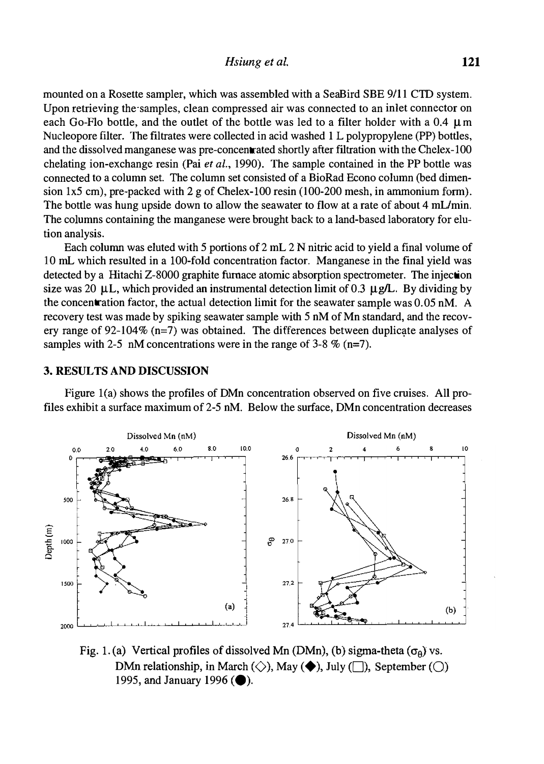mounted on a Rosette sampler, which was assembled with a SeaBird SBE 9/11 CTD system. Upon retrieving the samples, clean compressed air was connected to an inlet connector on each Go-Flo bottle, and the outlet of the bottle was led to a filter holder with a 0.4 μm Nucleopore filter. The filtrates were collected in acid washed 1 L polypropylene (PP) bottles, and the dissolved manganese was pre-concentrated shortly after filtration with the Chelex-100 chelating ion-exchange resin (Pai *et al.*, 1990). The sample contained in the PP bottle was connected to a column set. The column set consisted of a BioRad Econo column (bed dimension 1x5 cm), pre-packed with 2 g of Chelex-100 resin (100-200 mesh, in ammonium form). The bottle was hung upside down to allow the seawater to flow at a rate of about 4 mL/min. The columns containing the manganese were brought back to a land-based laboratory for elution analysis.

Each column was eluted with 5 portions of 2 mL 2 N nitric acid to yield a final volume of 10 mL which resulted in a 100-fold concentration factor. Manganese in the final yield was detected by a Hitachi Z-8000 graphite furnace atomic absorption spectrometer. The injection size was 20 μL, which provided an instrumental detection limit of 0.3 μg/L. By dividing by the concentration factor, the actual detection limit for the seawater sample was 0.05 nM. A recovery test was made by spiking seawater sample with 5 nM of Mn standard, and the recovery range of 92-104% (n=7) was obtained. The differences between duplicate analyses of samples with 2-5 nM concentrations were in the range of 3-8 % (n=7).

## 3. RESULTS AND DISCUSSION

Figure 1(a) shows the profiles of DMn concentration observed on five cruises. All profiles exhibit a surface maximum of 2-5 nM. Below the surface, DMn concentration decreases

Fig. 1. (a) Vertical profiles of dissolved Mn (DMn), (b) sigma-theta ($\sigma_\theta$) vs. DMn relationship, in March (◇), May (◆), July (□), September (○) 1995, and January 1996 (●).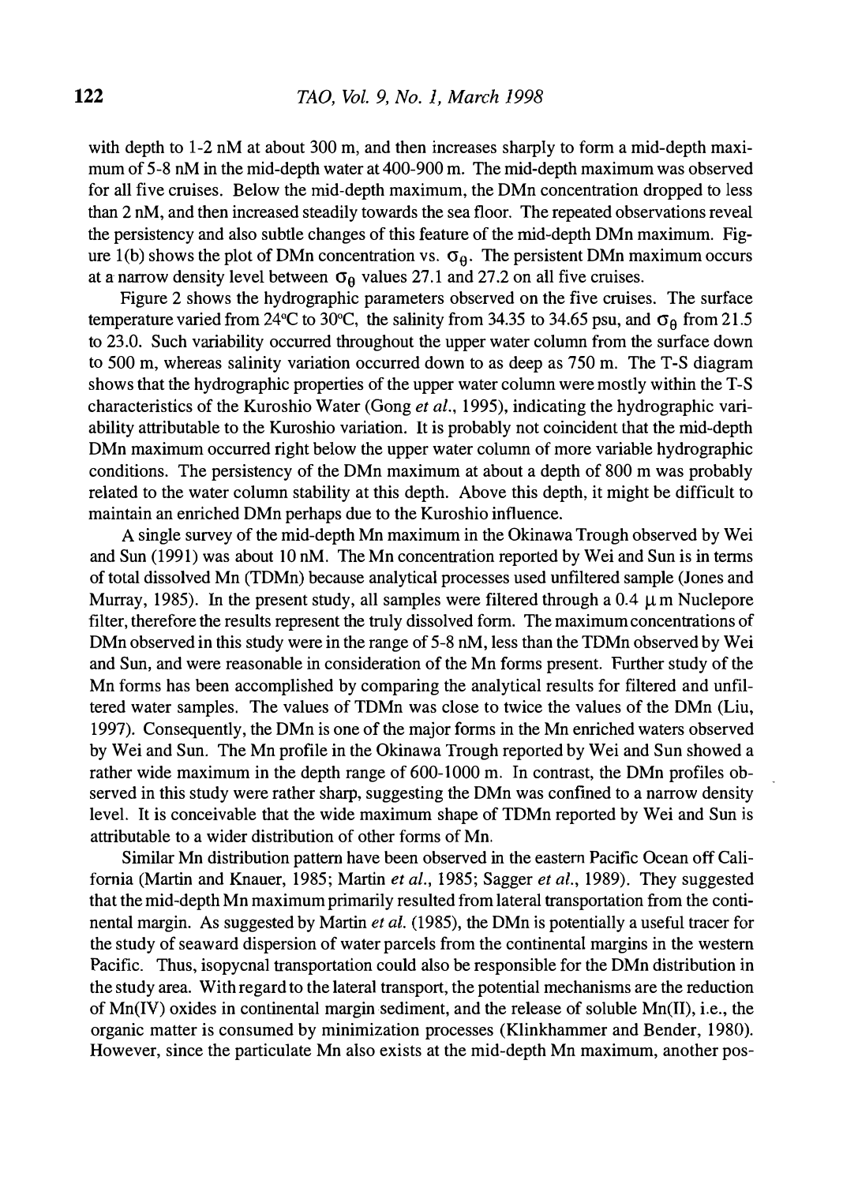with depth to 1-2 nM at about 300 m, and then increases sharply to form a mid-depth maximum of 5-8 nM in the mid-depth water at 400-900 m. The mid-depth maximum was observed for all five cruises. Below the mid-depth maximum, the DMn concentration dropped to less than 2 nM, and then increased steadily towards the sea floor. The repeated observations reveal the persistency and also subtle changes of this feature of the mid-depth DMn maximum. Figure 1(b) shows the plot of DMn concentration vs. $\sigma_\theta$. The persistent DMn maximum occurs at a narrow density level between $\sigma_\theta$ values 27.1 and 27.2 on all five cruises.

Figure 2 shows the hydrographic parameters observed on the five cruises. The surface temperature varied from 24°C to 30°C, the salinity from 34.35 to 34.65 psu, and $\sigma_\theta$ from 21.5 to 23.0. Such variability occurred throughout the upper water column from the surface down to 500 m, whereas salinity variation occurred down to as deep as 750 m. The T-S diagram shows that the hydrographic properties of the upper water column were mostly within the T-S characteristics of the Kuroshio Water (Gong *et al.*, 1995), indicating the hydrographic variability attributable to the Kuroshio variation. It is probably not coincident that the mid-depth DMn maximum occurred right below the upper water column of more variable hydrographic conditions. The persistency of the DMn maximum at about a depth of 800 m was probably related to the water column stability at this depth. Above this depth, it might be difficult to maintain an enriched DMn perhaps due to the Kuroshio influence.

A single survey of the mid-depth Mn maximum in the Okinawa Trough observed by Wei and Sun (1991) was about 10 nM. The Mn concentration reported by Wei and Sun is in terms of total dissolved Mn (TDMn) because analytical processes used unfiltered sample (Jones and Murray, 1985). In the present study, all samples were filtered through a 0.4 $\mu$m Nuclepore filter, therefore the results represent the truly dissolved form. The maximum concentrations of DMn observed in this study were in the range of 5-8 nM, less than the TDMn observed by Wei and Sun, and were reasonable in consideration of the Mn forms present. Further study of the Mn forms has been accomplished by comparing the analytical results for filtered and unfiltered water samples. The values of TDMn was close to twice the values of the DMn (Liu, 1997). Consequently, the DMn is one of the major forms in the Mn enriched waters observed by Wei and Sun. The Mn profile in the Okinawa Trough reported by Wei and Sun showed a rather wide maximum in the depth range of 600-1000 m. In contrast, the DMn profiles observed in this study were rather sharp, suggesting the DMn was confined to a narrow density level. It is conceivable that the wide maximum shape of TDMn reported by Wei and Sun is attributable to a wider distribution of other forms of Mn.

Similar Mn distribution pattern have been observed in the eastern Pacific Ocean off California (Martin and Knauer, 1985; Martin *et al.*, 1985; Sagger *et al.*, 1989). They suggested that the mid-depth Mn maximum primarily resulted from lateral transportation from the continental margin. As suggested by Martin *et al.* (1985), the DMn is potentially a useful tracer for the study of seaward dispersion of water parcels from the continental margins in the western Pacific. Thus, isopycnal transportation could also be responsible for the DMn distribution in the study area. With regard to the lateral transport, the potential mechanisms are the reduction of Mn(IV) oxides in continental margin sediment, and the release of soluble Mn(II), i.e., the organic matter is consumed by minimization processes (Klinkhammer and Bender, 1980). However, since the particulate Mn also exists at the mid-depth Mn maximum, another pos-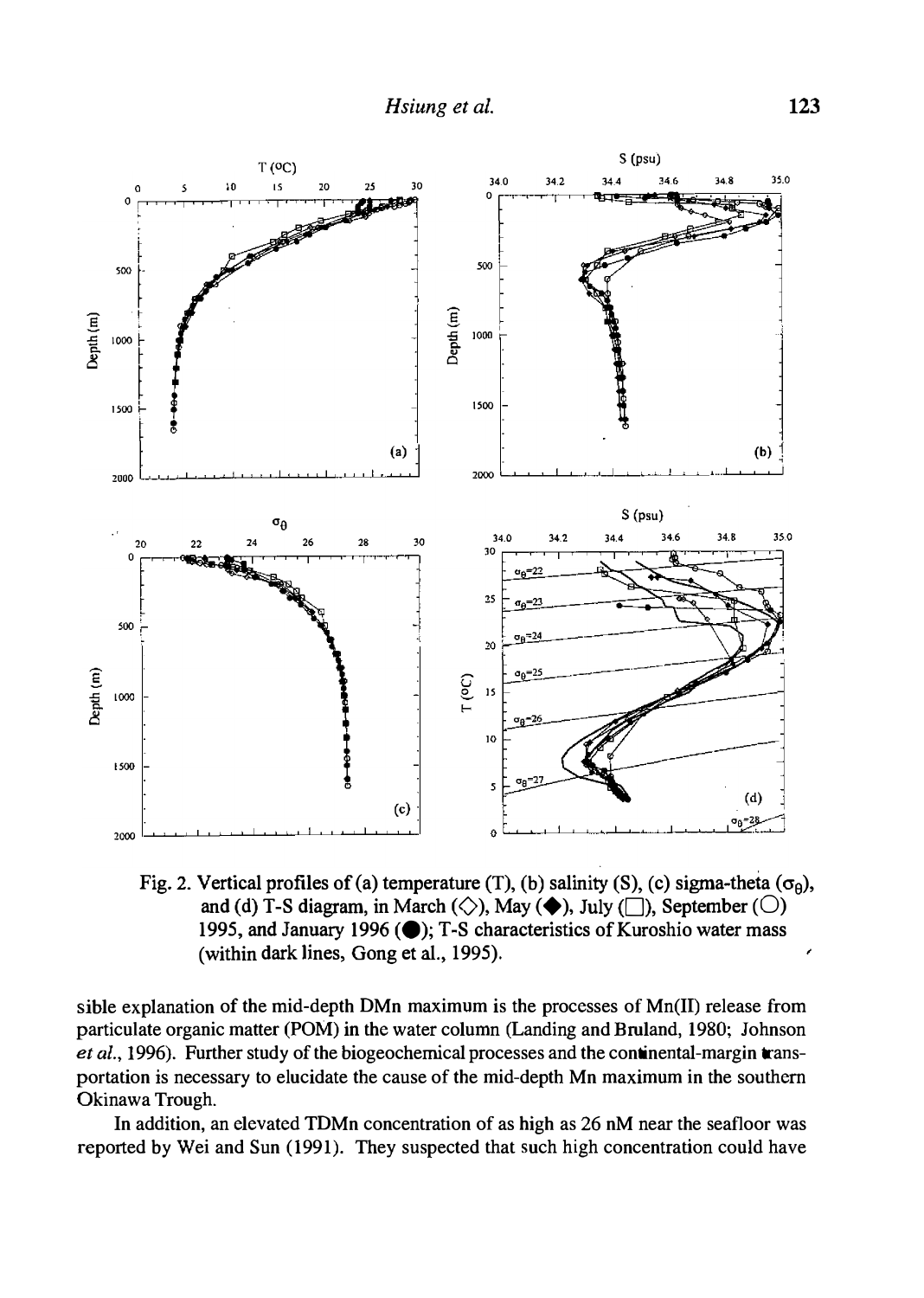Fig. 2. Vertical profiles of (a) temperature (T), (b) salinity (S), (c) sigma-theta ($\sigma_\theta$), and (d) T-S diagram, in March (◇), May (◆), July (□), September (○) 1995, and January 1996 (●); T-S characteristics of Kuroshio water mass (within dark lines, Gong et al., 1995).

sible explanation of the mid-depth DMn maximum is the processes of Mn(II) release from particulate organic matter (POM) in the water column (Landing and Bruland, 1980; Johnson *et al.*, 1996). Further study of the biogeochemical processes and the continental-margin transportation is necessary to elucidate the cause of the mid-depth Mn maximum in the southern Okinawa Trough.

In addition, an elevated TDMn concentration of as high as 26 nM near the seafloor was reported by Wei and Sun (1991). They suspected that such high concentration could have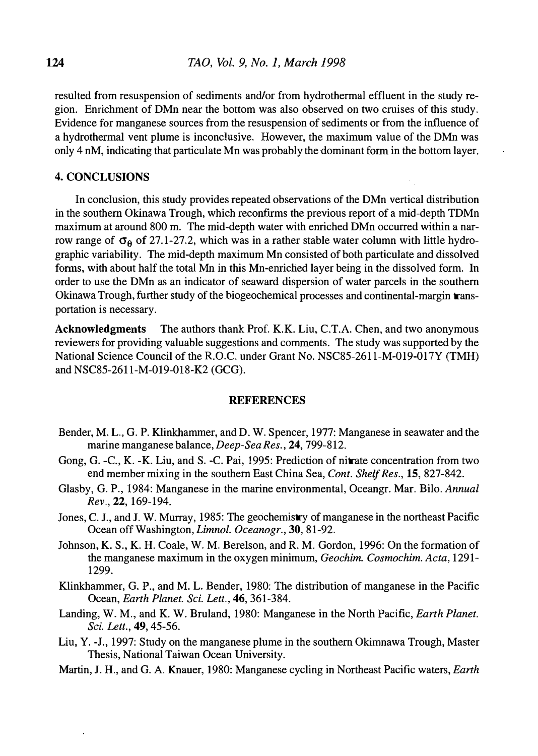resulted from resuspension of sediments and/or from hydrothermal effluent in the study region. Enrichment of DMn near the bottom was also observed on two cruises of this study. Evidence for manganese sources from the resuspension of sediments or from the influence of a hydrothermal vent plume is inconclusive. However, the maximum value of the DMn was only 4 nM, indicating that particulate Mn was probably the dominant form in the bottom layer.

## 4. CONCLUSIONS

In conclusion, this study provides repeated observations of the DMn vertical distribution in the southern Okinawa Trough, which reconfirms the previous report of a mid-depth TDMn maximum at around 800 m. The mid-depth water with enriched DMn occurred within a narrow range of $\sigma_\theta$ of 27.1-27.2, which was in a rather stable water column with little hydrographic variability. The mid-depth maximum Mn consisted of both particulate and dissolved forms, with about half the total Mn in this Mn-enriched layer being in the dissolved form. In order to use the DMn as an indicator of seaward dispersion of water parcels in the southern Okinawa Trough, further study of the biogeochemical processes and continental-margin transportation is necessary.

**Acknowledgments** The authors thank Prof. K.K. Liu, C.T.A. Chen, and two anonymous reviewers for providing valuable suggestions and comments. The study was supported by the National Science Council of the R.O.C. under Grant No. NSC85-2611-M-019-017Y (TMH) and NSC85-2611-M-019-018-K2 (GCG).

## REFERENCES

Bender, M. L., G. P. Klinkhammer, and D. W. Spencer, 1977: Manganese in seawater and the marine manganese balance, *Deep-Sea Res.*, **24**, 799-812.

Gong, G. -C., K. -K. Liu, and S. -C. Pai, 1995: Prediction of nitrate concentration from two end member mixing in the southern East China Sea, *Cont. Shelf Res.*, **15**, 827-842.

Glasby, G. P., 1984: Manganese in the marine environmental, Oceangr. Mar. Bilo. *Annual Rev.*, **22**, 169-194.

Jones, C. J., and J. W. Murray, 1985: The geochemistry of manganese in the northeast Pacific Ocean off Washington, *Limnol. Oceanogr.*, **30**, 81-92.

Johnson, K. S., K. H. Coale, W. M. Berelson, and R. M. Gordon, 1996: On the formation of the manganese maximum in the oxygen minimum, *Geochim. Cosmochim. Acta*, 1291-1299.

Klinkhammer, G. P., and M. L. Bender, 1980: The distribution of manganese in the Pacific Ocean, *Earth Planet. Sci. Lett.*, **46**, 361-384.

Landing, W. M., and K. W. Bruland, 1980: Manganese in the North Pacific, *Earth Planet. Sci. Lett.*, **49**, 45-56.

Liu, Y. -J., 1997: Study on the manganese plume in the southern Okimnawa Trough, Master Thesis, National Taiwan Ocean University.

Martin, J. H., and G. A. Knauer, 1980: Manganese cycling in Northeast Pacific waters, *Earth*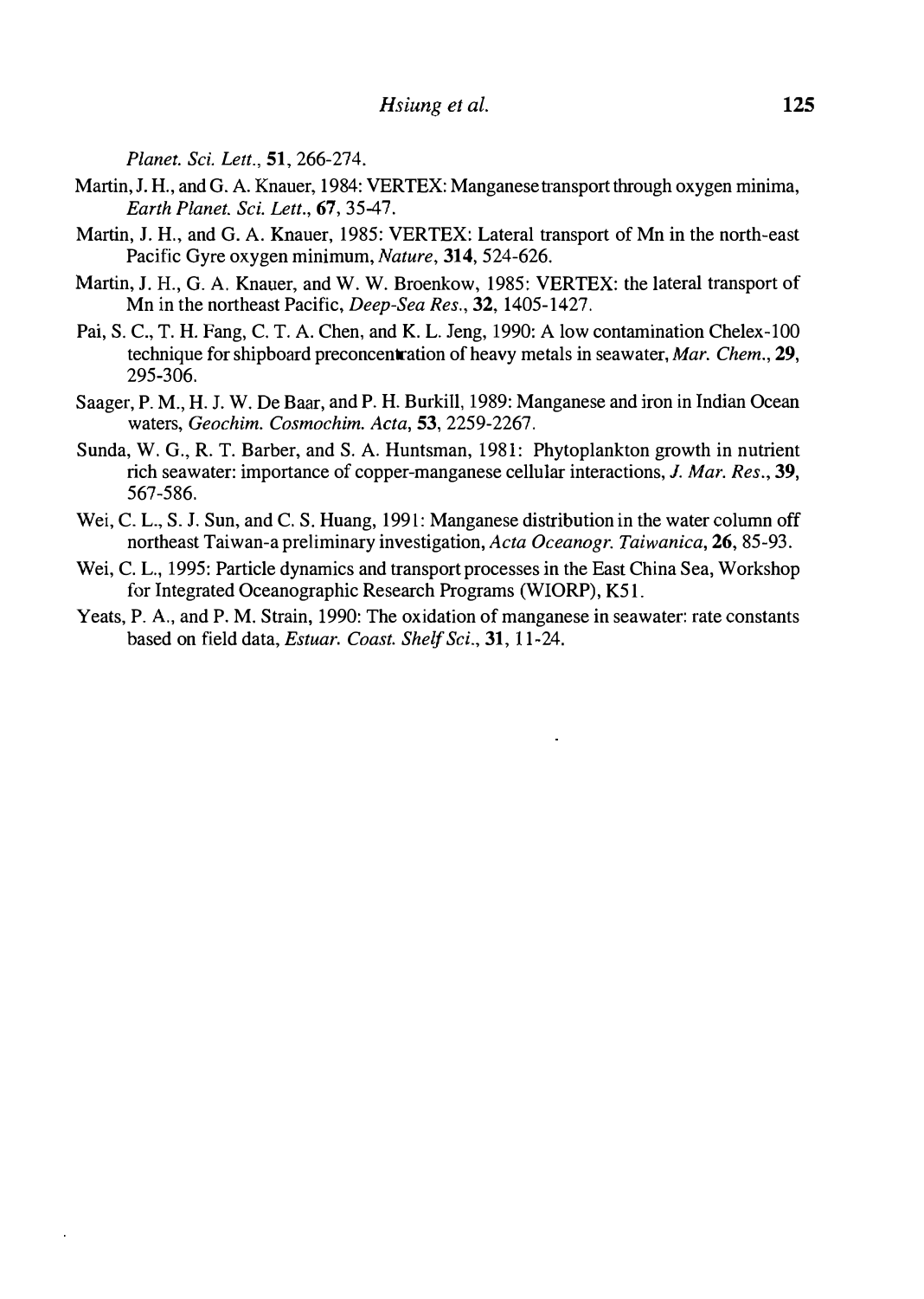*Planet. Sci. Lett.*, **51**, 266-274.

Martin, J. H., and G. A. Knauer, 1984: VERTEX: Manganese transport through oxygen minima, *Earth Planet. Sci. Lett.*, **67**, 35-47.

Martin, J. H., and G. A. Knauer, 1985: VERTEX: Lateral transport of Mn in the north-east Pacific Gyre oxygen minimum, *Nature*, **314**, 524-626.

Martin, J. H., G. A. Knauer, and W. W. Broenkow, 1985: VERTEX: the lateral transport of Mn in the northeast Pacific, *Deep-Sea Res.*, **32**, 1405-1427.

Pai, S. C., T. H. Fang, C. T. A. Chen, and K. L. Jeng, 1990: A low contamination Chelex-100 technique for shipboard preconcentration of heavy metals in seawater, *Mar. Chem.*, **29**, 295-306.

Saager, P. M., H. J. W. De Baar, and P. H. Burkill, 1989: Manganese and iron in Indian Ocean waters, *Geochim. Cosmochim. Acta*, **53**, 2259-2267.

Sunda, W. G., R. T. Barber, and S. A. Huntsman, 1981: Phytoplankton growth in nutrient rich seawater: importance of copper-manganese cellular interactions, *J. Mar. Res.*, **39**, 567-586.

Wei, C. L., S. J. Sun, and C. S. Huang, 1991: Manganese distribution in the water column off northeast Taiwan-a preliminary investigation, *Acta Oceanogr. Taiwanica*, **26**, 85-93.

Wei, C. L., 1995: Particle dynamics and transport processes in the East China Sea, Workshop for Integrated Oceanographic Research Programs (WIORP), K51.

Yeats, P. A., and P. M. Strain, 1990: The oxidation of manganese in seawater: rate constants based on field data, *Estuar. Coast. Shelf Sci.*, **31**, 11-24.